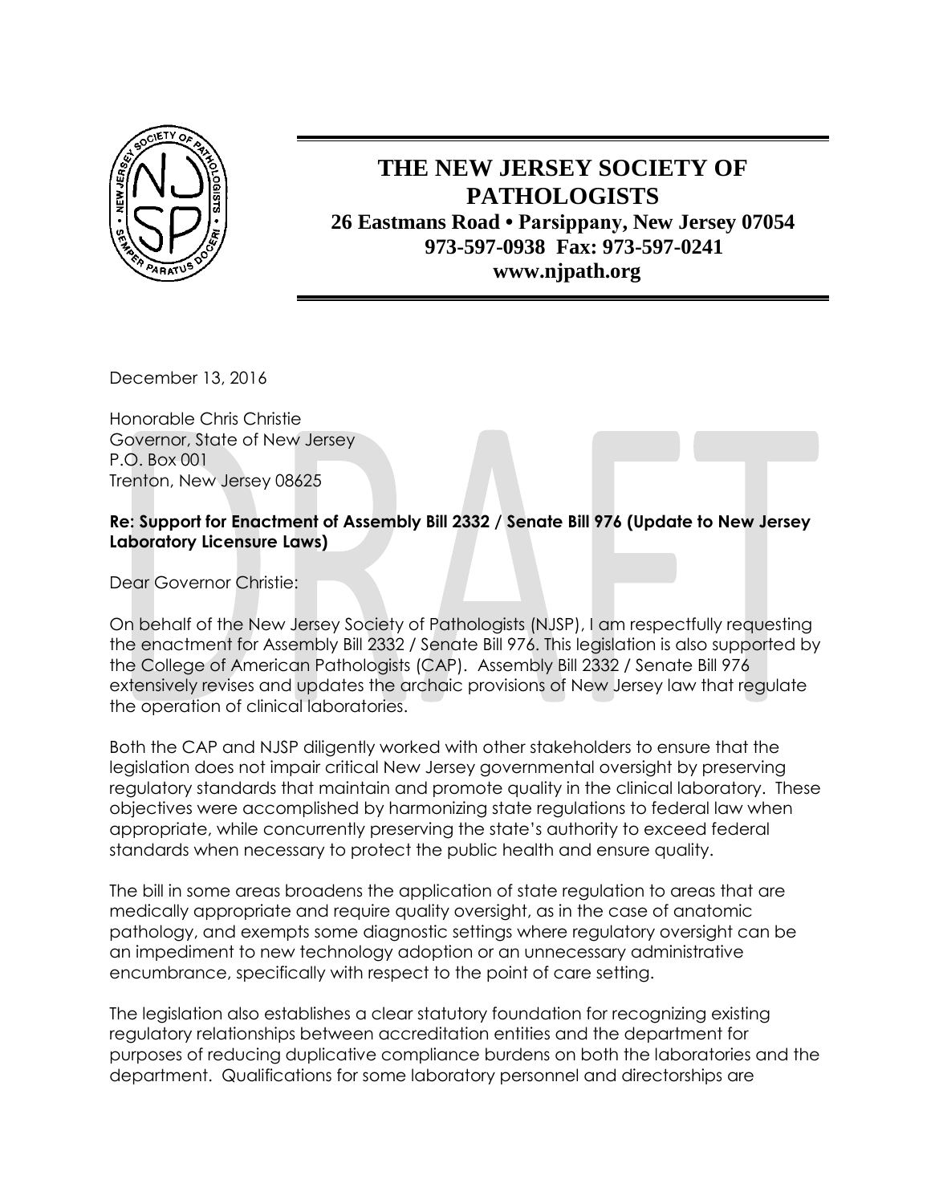# THE NEW JERSEY SOCIETY OF PATHOLOGISTS

**26 Eastmans Road • Parsippany, New Jersey 07054**
**973-597-0938 Fax: 973-597-0241**
**www.njpath.org**

December 13, 2016

Honorable Chris Christie
Governor, State of New Jersey
P.O. Box 001
Trenton, New Jersey 08625

**Re: Support for Enactment of Assembly Bill 2332 / Senate Bill 976 (Update to New Jersey Laboratory Licensure Laws)**

Dear Governor Christie:

On behalf of the New Jersey Society of Pathologists (NJSP), I am respectfully requesting the enactment for Assembly Bill 2332 / Senate Bill 976. This legislation is also supported by the College of American Pathologists (CAP). Assembly Bill 2332 / Senate Bill 976 extensively revises and updates the archaic provisions of New Jersey law that regulate the operation of clinical laboratories.

Both the CAP and NJSP diligently worked with other stakeholders to ensure that the legislation does not impair critical New Jersey governmental oversight by preserving regulatory standards that maintain and promote quality in the clinical laboratory. These objectives were accomplished by harmonizing state regulations to federal law when appropriate, while concurrently preserving the state's authority to exceed federal standards when necessary to protect the public health and ensure quality.

The bill in some areas broadens the application of state regulation to areas that are medically appropriate and require quality oversight, as in the case of anatomic pathology, and exempts some diagnostic settings where regulatory oversight can be an impediment to new technology adoption or an unnecessary administrative encumbrance, specifically with respect to the point of care setting.

The legislation also establishes a clear statutory foundation for recognizing existing regulatory relationships between accreditation entities and the department for purposes of reducing duplicative compliance burdens on both the laboratories and the department. Qualifications for some laboratory personnel and directorships are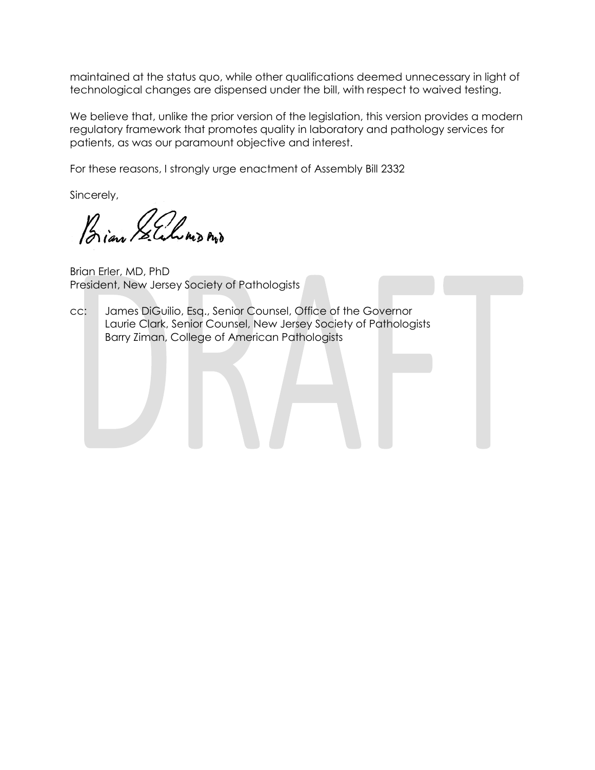maintained at the status quo, while other qualifications deemed unnecessary in light of technological changes are dispensed under the bill, with respect to waived testing.

We believe that, unlike the prior version of the legislation, this version provides a modern regulatory framework that promotes quality in laboratory and pathology services for patients, as was our paramount objective and interest.

For these reasons, I strongly urge enactment of Assembly Bill 2332

Sincerely,

Brian Erler, MD, PhD
President, New Jersey Society of Pathologists

cc: James DiGuilio, Esq., Senior Counsel, Office of the Governor
Laurie Clark, Senior Counsel, New Jersey Society of Pathologists
Barry Ziman, College of American Pathologists

DRAFT